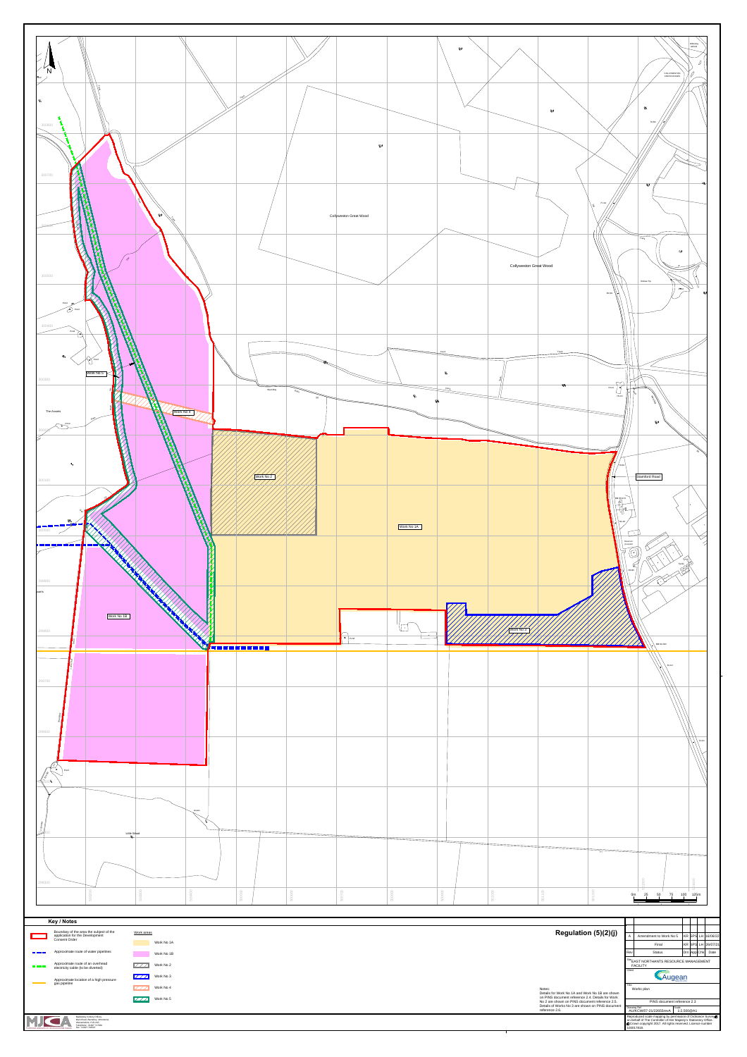N

Collyweston Great Wood

Collyweston Great Wood

Work No 5

Work No 4

The Assarts

Work No 2

Work No 1A

Stamford Road

Work No 1B

Work No 3

Little Wood

0m 25 50 75 100 125m

## Key / Notes

| Symbol | Description |
| --- | --- |
| Red outline | Boundary of the area the subject of the application for the Development Consent Order |
| Blue dashed line | Approximate route of water pipelines |
| Green dashed line | Approximate route of an overhead electricity cable (to be diverted) |
| Orange line | Approximate location of a high pressure gas pipeline |

**Work areas**

- Work No 1A
- Work No 1B
- Work No 2
- Work No 3
- Work No 4
- Work No 5

## Regulation (5)(2)(j)

Notes:
Details for Work No 1A and Work No 1B are shown on PINS document reference 2.4. Details for Work No 2 are shown on PINS document reference 2.5. Details of Works No 3 are shown on PINS document reference 2.6.

| Rev | Status | Drn | App | Chk | Date |
| --- | --- | --- | --- | --- | --- |
| A | Amendment to Work No 5 | KR | EPS | LH | 16/06/22 |
| | Final | KR | EPS | LH | 20/07/21 |

Site: EAST NORTHANTS RESOURCE MANAGEMENT FACILITY

Client: Augean

Title: Works plan

PINS document reference 2.3

Drawing Ref: AUG/ENR/07-21/22658revA

Scale: 1:2,500@A1

Reproduced scale mapping by permission of Ordnance Survey on behalf of The Controller of Her Majesty's Stationery Office. © Crown copyright 2017. All rights reserved. Licence number 100017916.

MJCA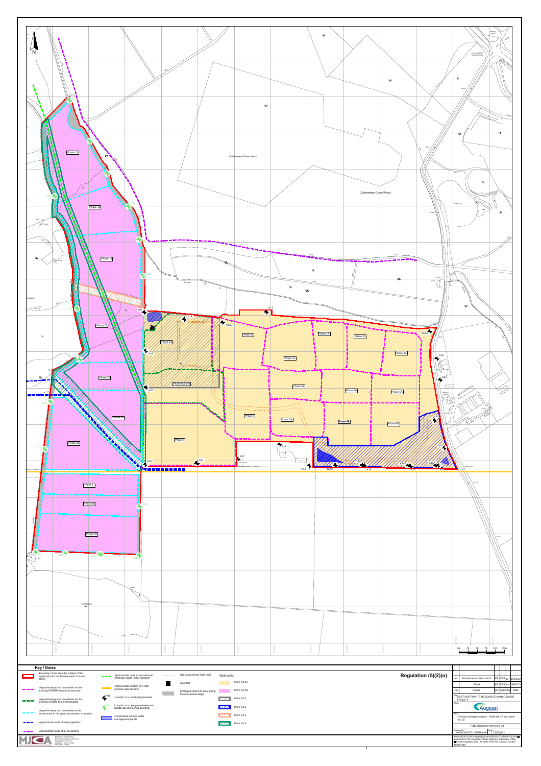N

Collyweston Great Wood

Collyweston Great Wood

Phase 12

Phase 13

Phase 14

Phase 21

Phase 20

Phase 19

Phase 18

Phase 17

Phase 16

Phase 15

Phase 11

Phase 8 and 9

Phase 7

Phase 6

Phase 1C

Phase 1B

Phase 2A

Phase 2B

Phase 1A

Phase 3B

Phase 4A

Phase 5A

Phase 3A

Phase 4B

Phase 5B

K01, K02, K02A, K03, K03A, K04, K05, K07, K10, K11, K12, K13, K13A, K14, K14A, K15, K15A, K16, K17, K18, K19, K20, K21, K22, K23, K24, K25, K26, K27, K28, K29, K30, K31, K32, K33, K34, K35, K36, K37, K38, K39, K40

Little Wood

0m 25 50 75 100 125m

## Key / Notes

- Boundary of the area the subject of the application for the Development Consent Order
- Approximate phase boundaries for the existing ENRMF already constructed
- Approximate phase boundaries for the existing ENRMF to be constructed
- Approximate phase boundaries to be constructed in the proposed western extension
- Approximate route of water pipelines
- Approximate route of an oil pipelines
- Approximate route of an overhead electricity cable (to be diverted)
- Approximate location of a high pressure gas pipeline
- K01 Location of a monitoring borehole
- K02 Location of a new groundwater and landfill gas monitoring borehole
- Constructed surface water management ponds
- Site access/main haul road
- Gas flare
- Ecological stand off area during the operational stage

**Works areas**

- Work No 1A
- Work No 1B
- Work No 2
- Work No 3
- Work No 4
- Work No 5

**Regulation (5)(2)(o)**

| Rev | Status | Drn | App | Chk | Date |
|---|---|---|---|---|---|
| A | Amendment to Work No 5 | KR | SPS | LH | 16/06/22 |
| | Final | KR | SPS | LH | 20/07/21 |

Site: EAST NORTHANTS RESOURCE MANAGEMENT FACILITY

Client: Augean

Title: General arrangement plan – Work No 1A and Work No 1B

PINS document reference 2.4

Drawing No: AUG/ZW07-21/22666mA | Scale: 1:2,500@A1

Reproduced from mapping by permission of Ordnance Survey on behalf of The Controller of Her Majesty's Stationery Office. © Crown copyright 2017. All rights reserved. Licence number 100017838.

MJCA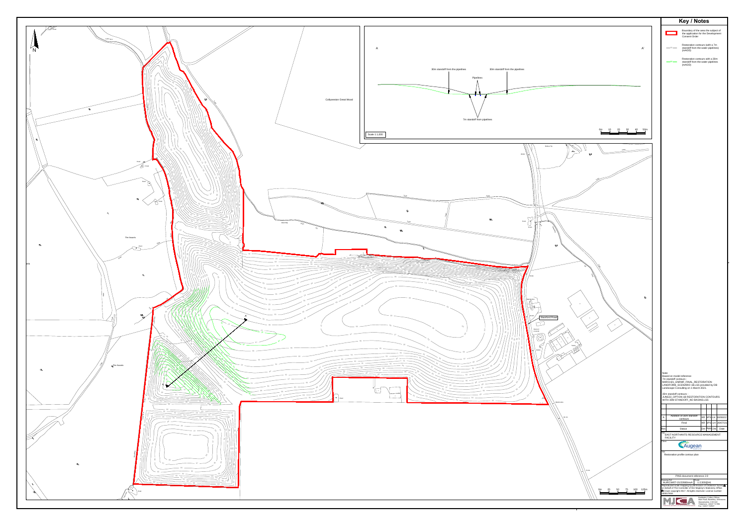## Key / Notes

Boundary of the area the subject of the application for the Development Consent Order

Restoration contours (with a 7m standoff from the water pipelines) (mAOD)

Restoration contours with a 30m standoff from the water pipelines (mAOD)

A

A'

30m standoff from the pipelines

30m standoff from the pipelines

Pipelines

7m standoff from pipelines

Scale 1:1,000

0m 10 20 30 40 50m

Collyweston Great Wood

The Assarts

Stamford Road

0m 25 50 75 100 125m

Note:
Based on model reference
7m standoff contours -
MARCH21_ENRMF_FINAL_RESTORATION LANDFORM_SCENARIO 1B.LSS provided by DB Landscape Consulting on 1 March 2021.

30m standoff contours -
JUNE22_OPTION 1B RESTORATION CONTOURS WITH 30M STANDOFF_NO BASINS.LSS

| Rev | Status | Drn | Chk | App | Date |
|---|---|---|---|---|---|
| A | Addition of 30m standoff contours | RR | SPS | LH | 16/06/22 |
| | Final | RR | SPS | LH | 26/07/21 |

Site: EAST NORTHANTS RESOURCE MANAGEMENT FACILITY

Client: Augean

Title: Restoration profile contour plan

PINS document reference 2.9

Drawing Ref: AUG/CW07-21/22680/rs/A

Scale: 1:2,500@A1

Reproduced from mapping by permission of Ordnance Survey on behalf of The Controller of Her Majesty's Stationery Office © Crown copyright 2017. All rights reserved. Licence number 100017968.

MJCA

Baddesley Colliery Offices, Main Road, Baxterley, Atherstone, Warwickshire, CV9 2LE
Telephone: 01827 717891
Fax: 01827 718507